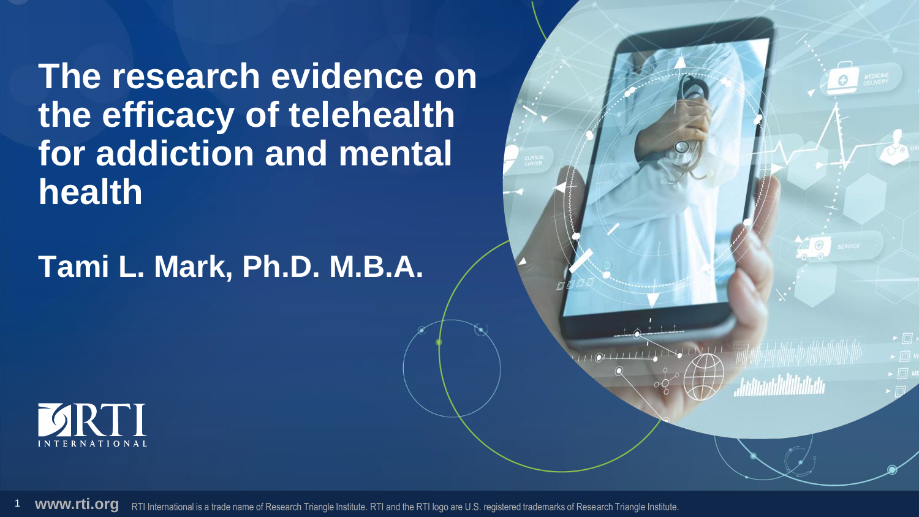# The research evidence on the efficacy of telehealth for addiction and mental health

## Tami L. Mark, Ph.D. M.B.A.

RTI INTERNATIONAL

www.rti.org RTI International is a trade name of Research Triangle Institute. RTI and the RTI logo are U.S. registered trademarks of Research Triangle Institute.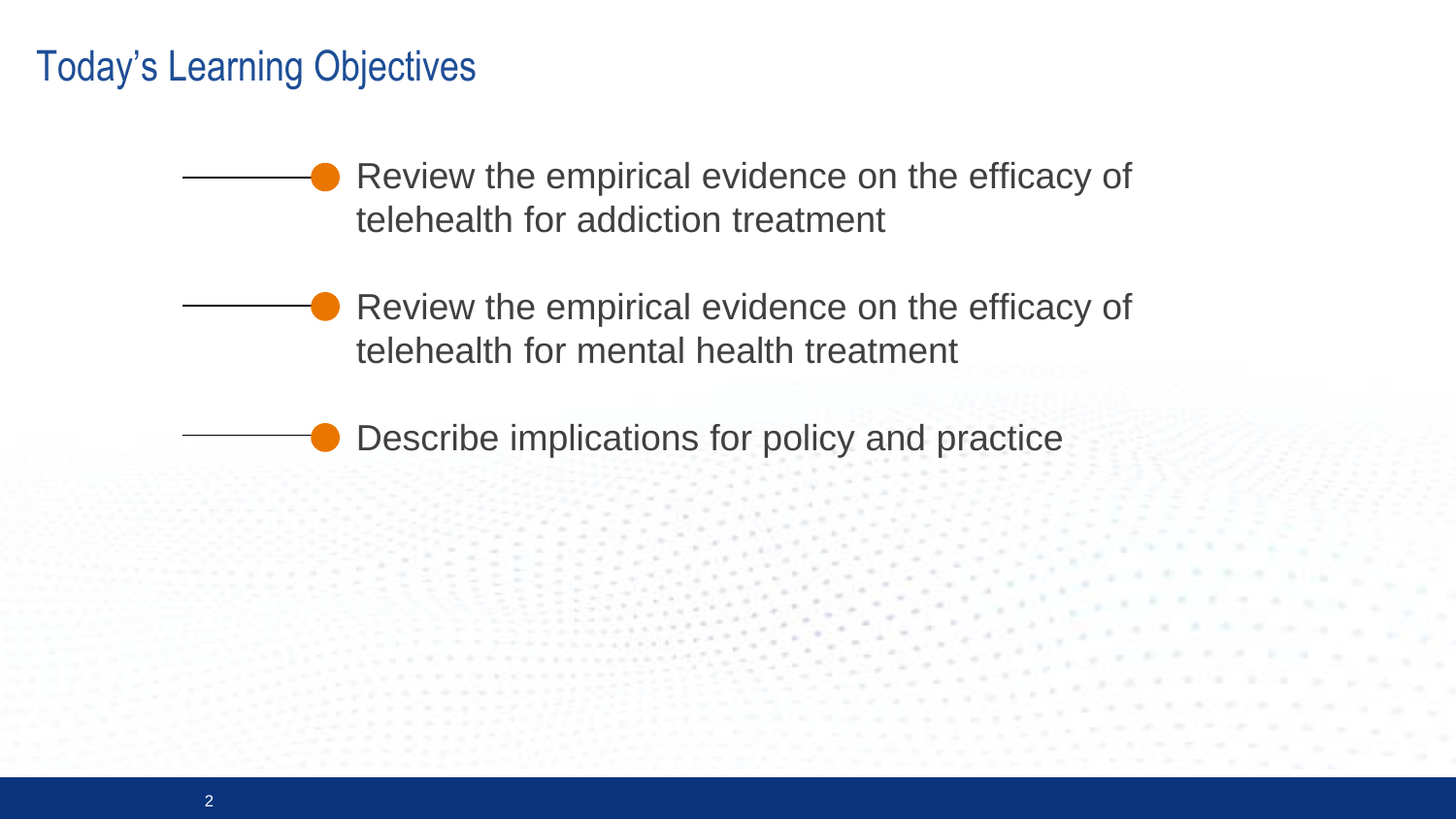# Today's Learning Objectives

- Review the empirical evidence on the efficacy of telehealth for addiction treatment
- Review the empirical evidence on the efficacy of telehealth for mental health treatment
- Describe implications for policy and practice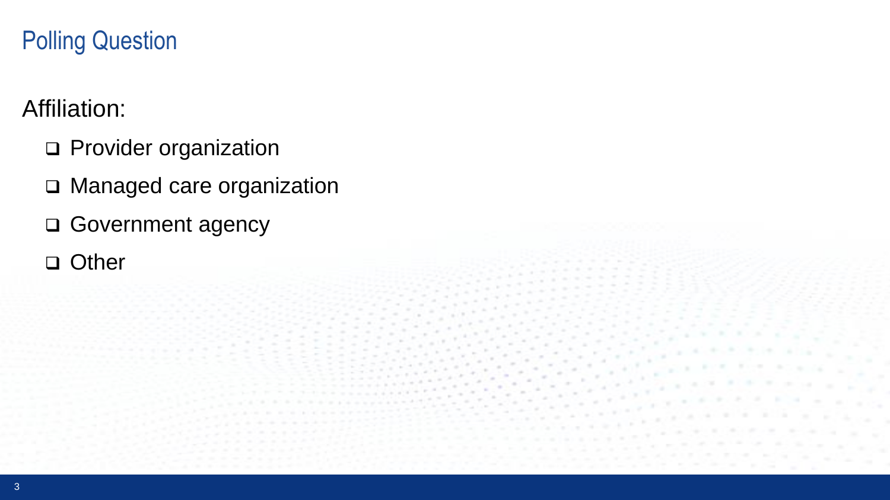# Polling Question

Affiliation:

- ❑ Provider organization
- ❑ Managed care organization
- ❑ Government agency
- ❑ Other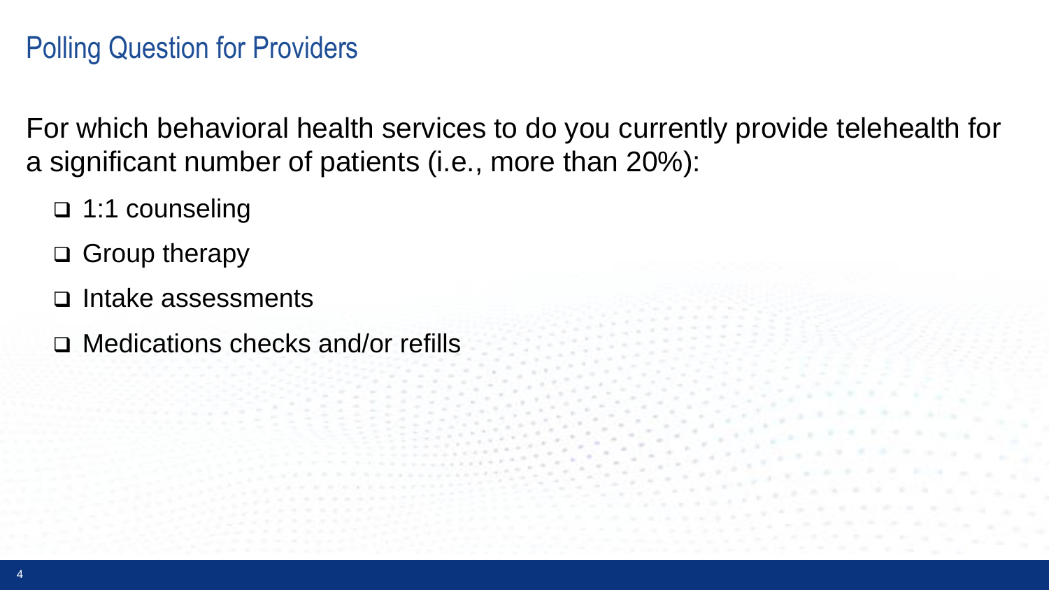# Polling Question for Providers

For which behavioral health services to do you currently provide telehealth for a significant number of patients (i.e., more than 20%):

- ❑ 1:1 counseling
- ❑ Group therapy
- ❑ Intake assessments
- ❑ Medications checks and/or refills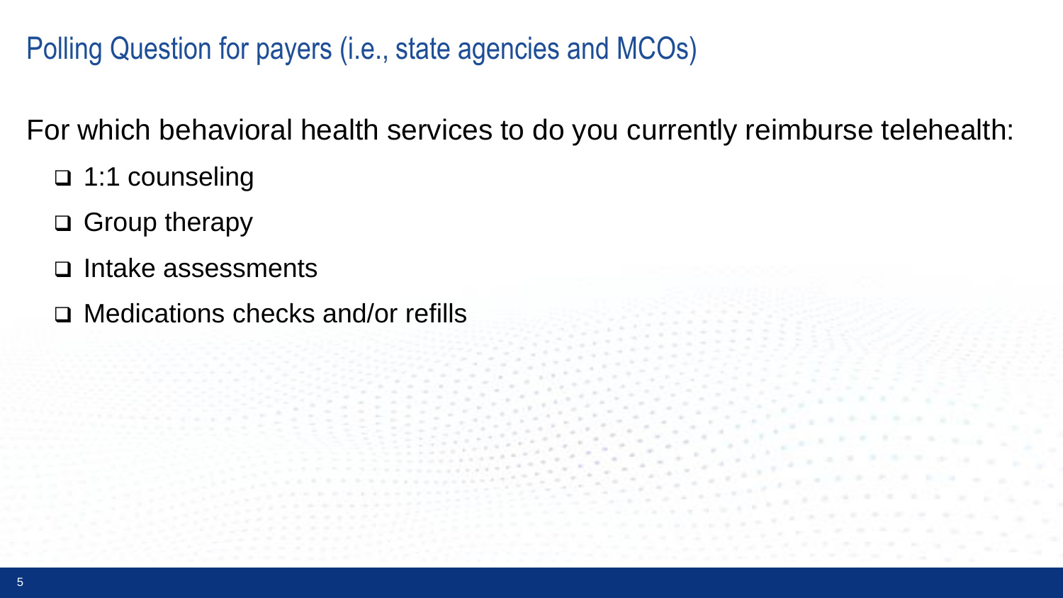## Polling Question for payers (i.e., state agencies and MCOs)

For which behavioral health services to do you currently reimburse telehealth:

- ❑ 1:1 counseling
- ❑ Group therapy
- ❑ Intake assessments
- ❑ Medications checks and/or refills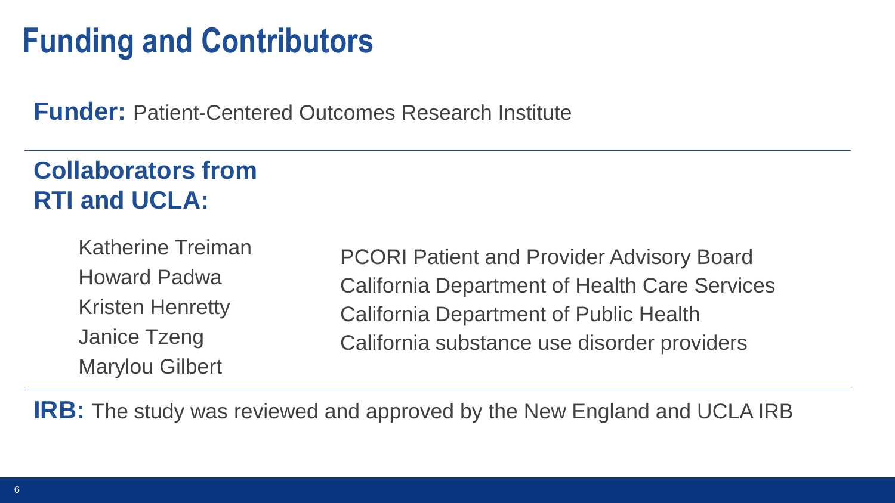# Funding and Contributors

**Funder:** Patient-Centered Outcomes Research Institute

## Collaborators from RTI and UCLA:

- Katherine Treiman
- Howard Padwa
- Kristen Henretty
- Janice Tzeng
- Marylou Gilbert

- PCORI Patient and Provider Advisory Board
- California Department of Health Care Services
- California Department of Public Health
- California substance use disorder providers

**IRB:** The study was reviewed and approved by the New England and UCLA IRB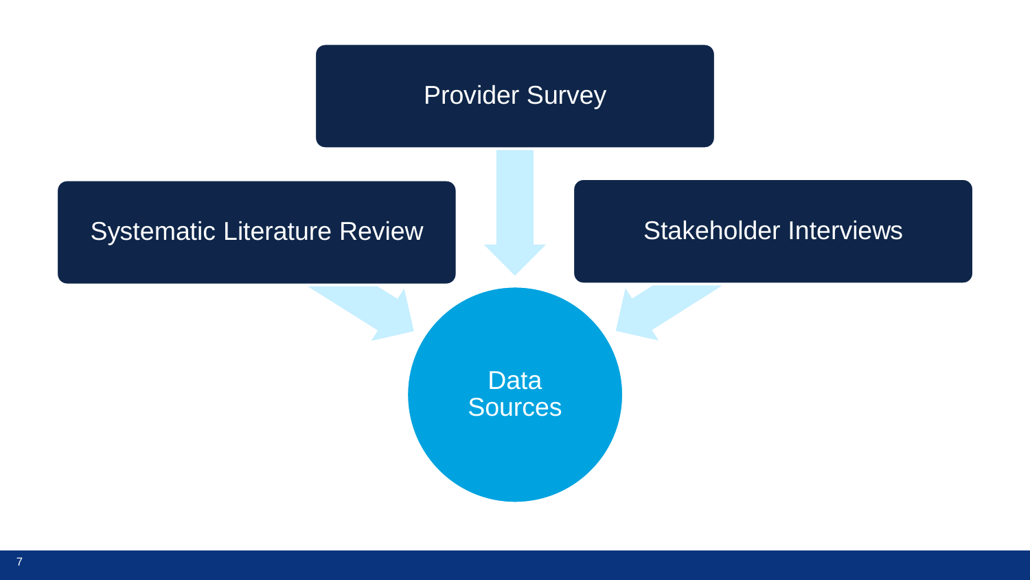Provider Survey

Systematic Literature Review

Stakeholder Interviews

Data Sources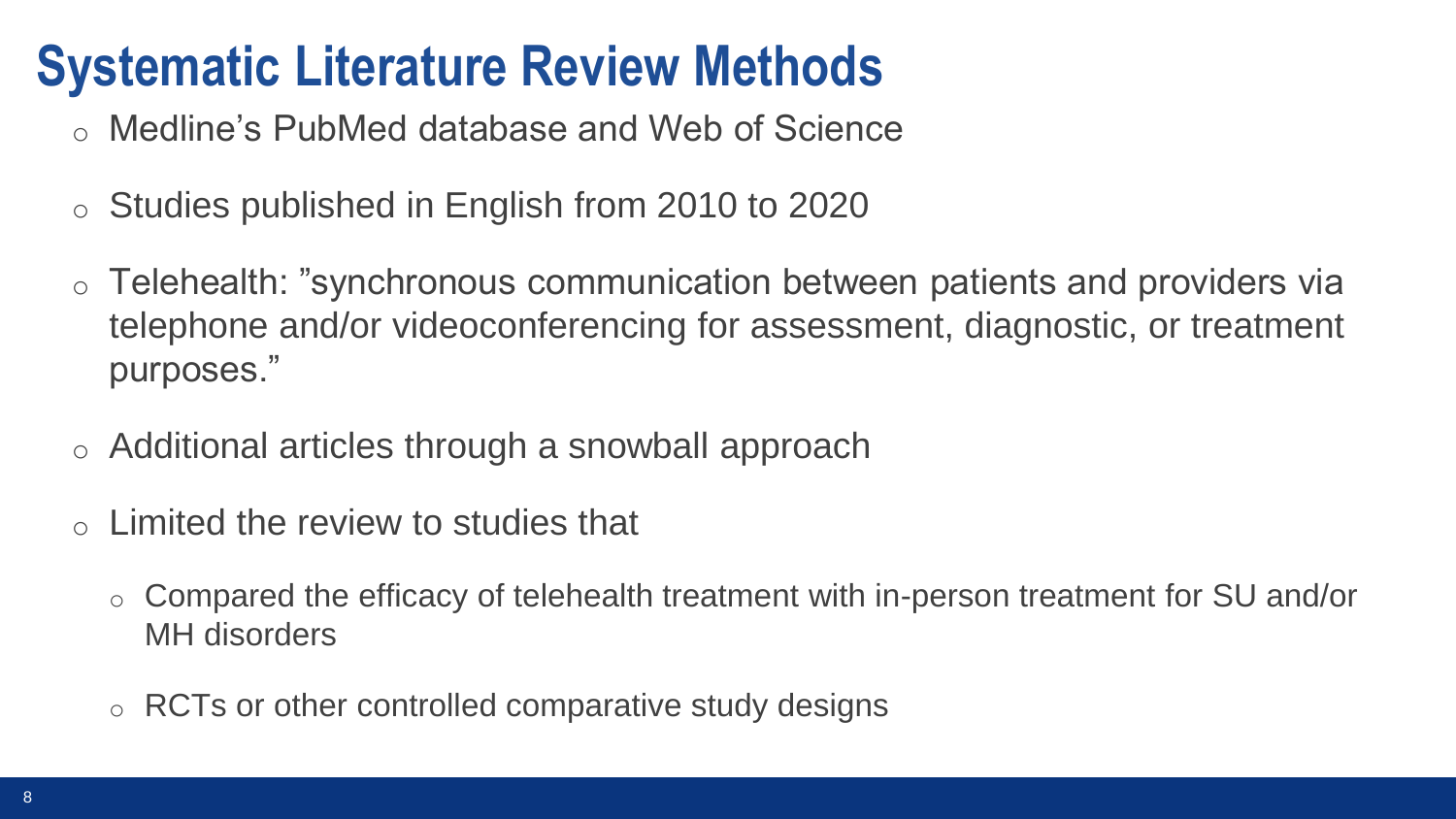# Systematic Literature Review Methods

- Medline's PubMed database and Web of Science
- Studies published in English from 2010 to 2020
- Telehealth: "synchronous communication between patients and providers via telephone and/or videoconferencing for assessment, diagnostic, or treatment purposes."
- Additional articles through a snowball approach
- Limited the review to studies that
  - Compared the efficacy of telehealth treatment with in-person treatment for SU and/or MH disorders
  - RCTs or other controlled comparative study designs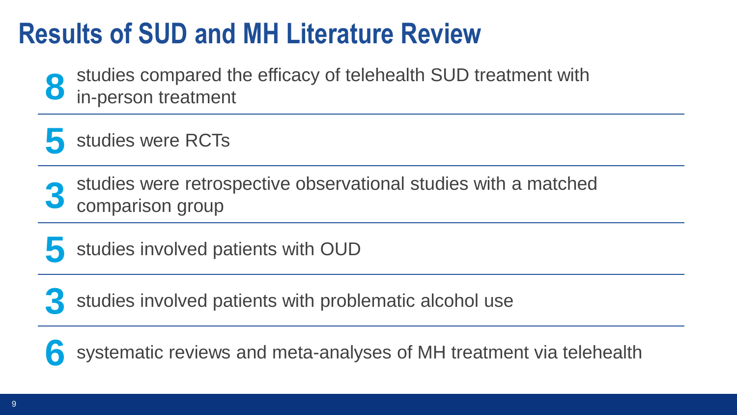# Results of SUD and MH Literature Review

**8** studies compared the efficacy of telehealth SUD treatment with in-person treatment

**5** studies were RCTs

**3** studies were retrospective observational studies with a matched comparison group

**5** studies involved patients with OUD

**3** studies involved patients with problematic alcohol use

**6** systematic reviews and meta-analyses of MH treatment via telehealth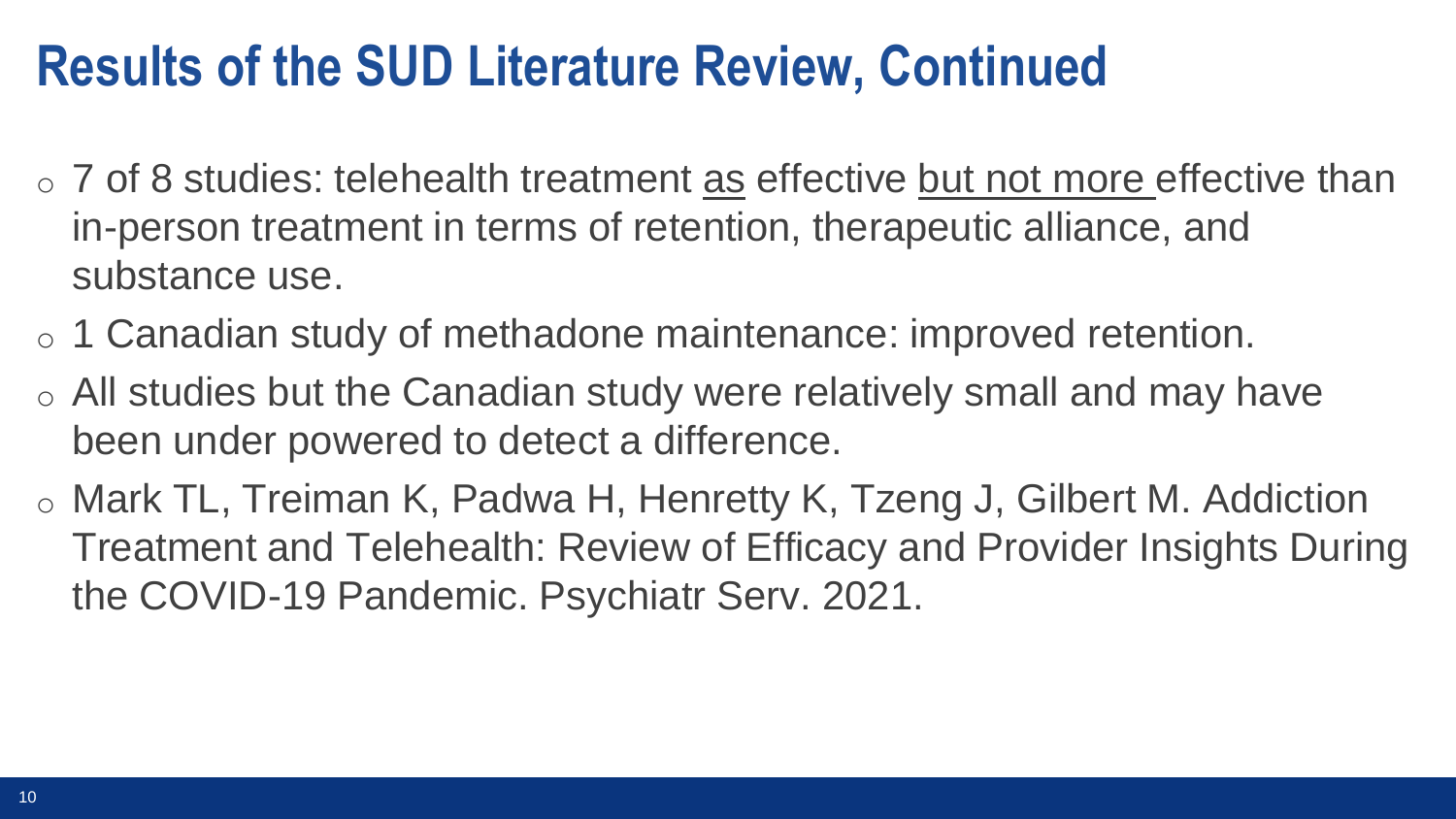# Results of the SUD Literature Review, Continued

- 7 of 8 studies: telehealth treatment <u>as</u> effective <u>but not more</u> effective than in-person treatment in terms of retention, therapeutic alliance, and substance use.
- 1 Canadian study of methadone maintenance: improved retention.
- All studies but the Canadian study were relatively small and may have been under powered to detect a difference.
- Mark TL, Treiman K, Padwa H, Henretty K, Tzeng J, Gilbert M. Addiction Treatment and Telehealth: Review of Efficacy and Provider Insights During the COVID-19 Pandemic. Psychiatr Serv. 2021.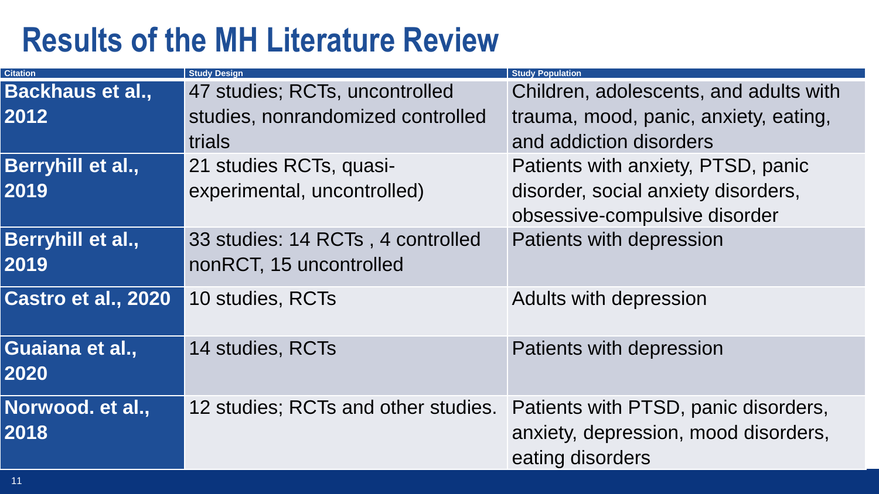# Results of the MH Literature Review

| Citation | Study Design | Study Population |
| --- | --- | --- |
| **Backhaus et al., 2012** | 47 studies; RCTs, uncontrolled studies, nonrandomized controlled trials | Children, adolescents, and adults with trauma, mood, panic, anxiety, eating, and addiction disorders |
| **Berryhill et al., 2019** | 21 studies RCTs, quasi-experimental, uncontrolled) | Patients with anxiety, PTSD, panic disorder, social anxiety disorders, obsessive-compulsive disorder |
| **Berryhill et al., 2019** | 33 studies: 14 RCTs , 4 controlled nonRCT, 15 uncontrolled | Patients with depression |
| **Castro et al., 2020** | 10 studies, RCTs | Adults with depression |
| **Guaiana et al., 2020** | 14 studies, RCTs | Patients with depression |
| **Norwood. et al., 2018** | 12 studies; RCTs and other studies. | Patients with PTSD, panic disorders, anxiety, depression, mood disorders, eating disorders |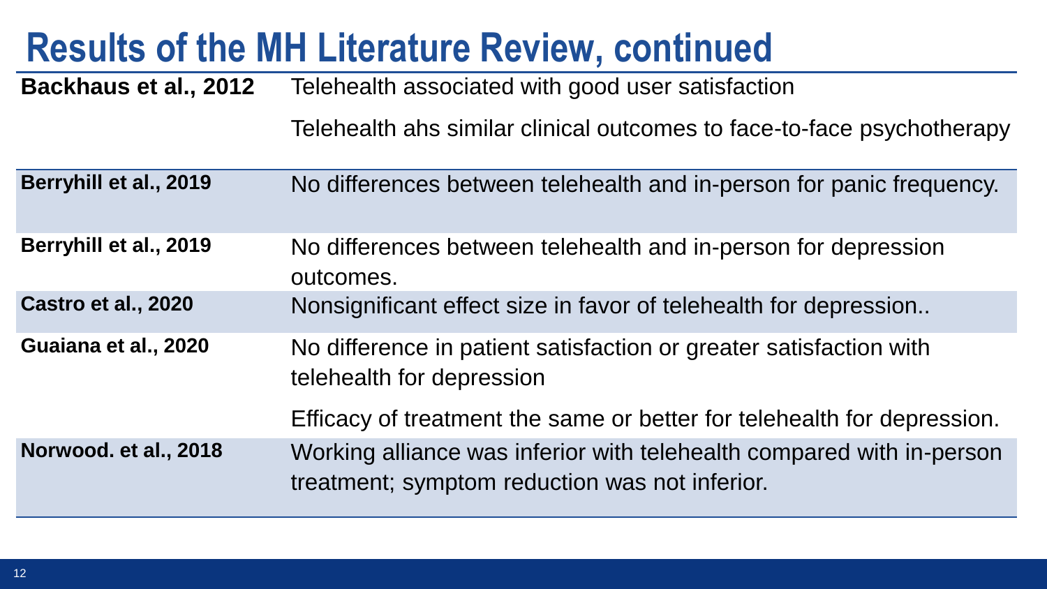# Results of the MH Literature Review, continued

| | |
|---|---|
| **Backhaus et al., 2012** | Telehealth associated with good user satisfaction<br><br>Telehealth ahs similar clinical outcomes to face-to-face psychotherapy |
| **Berryhill et al., 2019** | No differences between telehealth and in-person for panic frequency. |
| **Berryhill et al., 2019** | No differences between telehealth and in-person for depression outcomes. |
| **Castro et al., 2020** | Nonsignificant effect size in favor of telehealth for depression.. |
| **Guaiana et al., 2020** | No difference in patient satisfaction or greater satisfaction with telehealth for depression<br><br>Efficacy of treatment the same or better for telehealth for depression. |
| **Norwood. et al., 2018** | Working alliance was inferior with telehealth compared with in-person treatment; symptom reduction was not inferior. |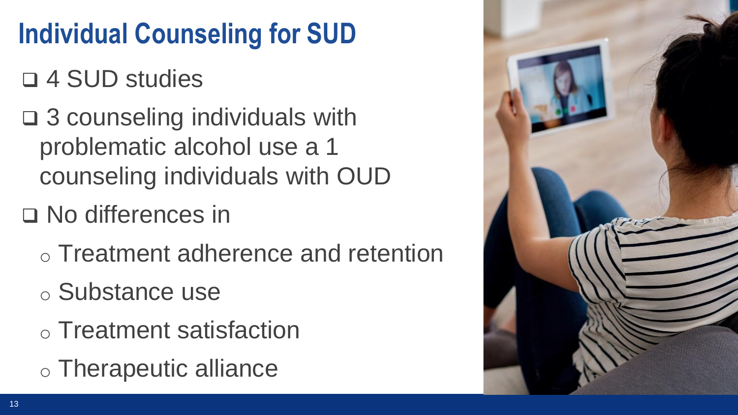# Individual Counseling for SUD

- 4 SUD studies
- 3 counseling individuals with problematic alcohol use a 1 counseling individuals with OUD
- No differences in
  - Treatment adherence and retention
  - Substance use
  - Treatment satisfaction
  - Therapeutic alliance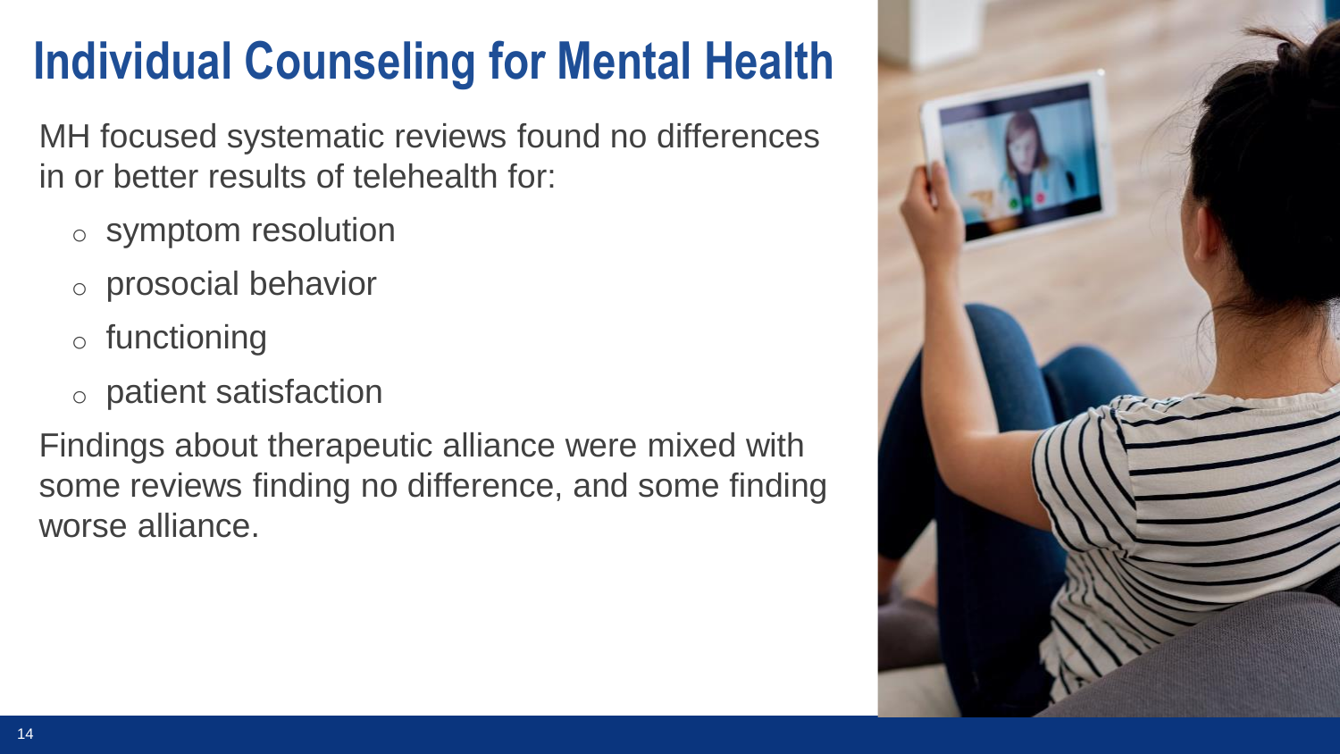# Individual Counseling for Mental Health

MH focused systematic reviews found no differences in or better results of telehealth for:

- symptom resolution
- prosocial behavior
- functioning
- patient satisfaction

Findings about therapeutic alliance were mixed with some reviews finding no difference, and some finding worse alliance.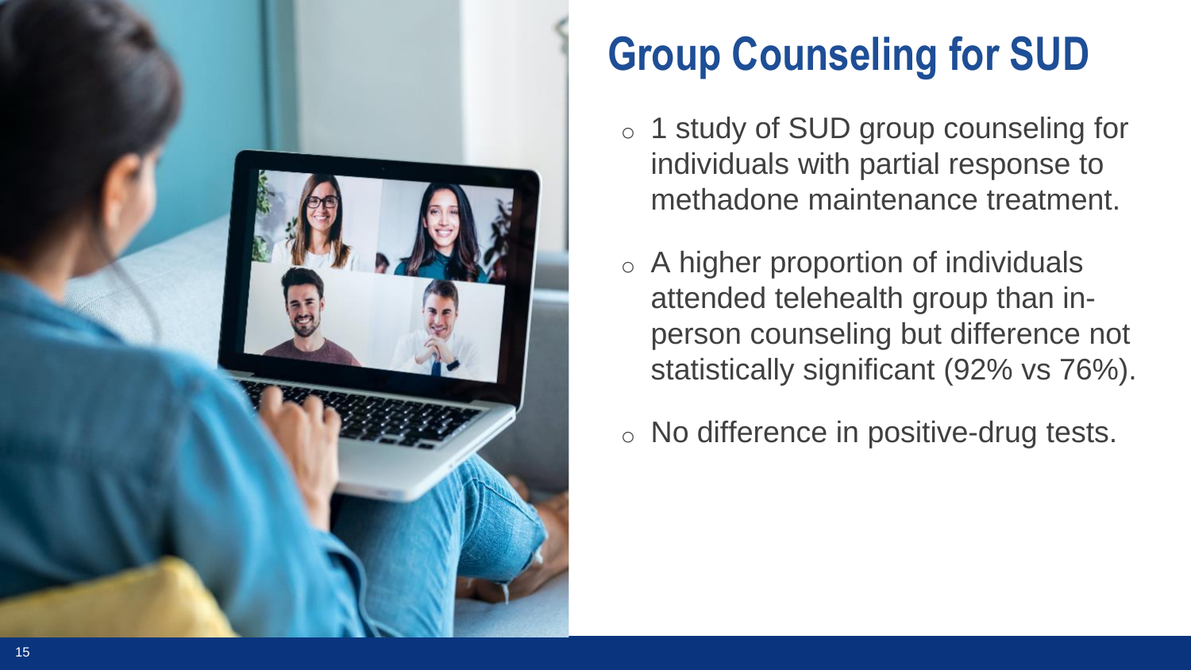# Group Counseling for SUD

- 1 study of SUD group counseling for individuals with partial response to methadone maintenance treatment.
- A higher proportion of individuals attended telehealth group than in-person counseling but difference not statistically significant (92% vs 76%).
- No difference in positive-drug tests.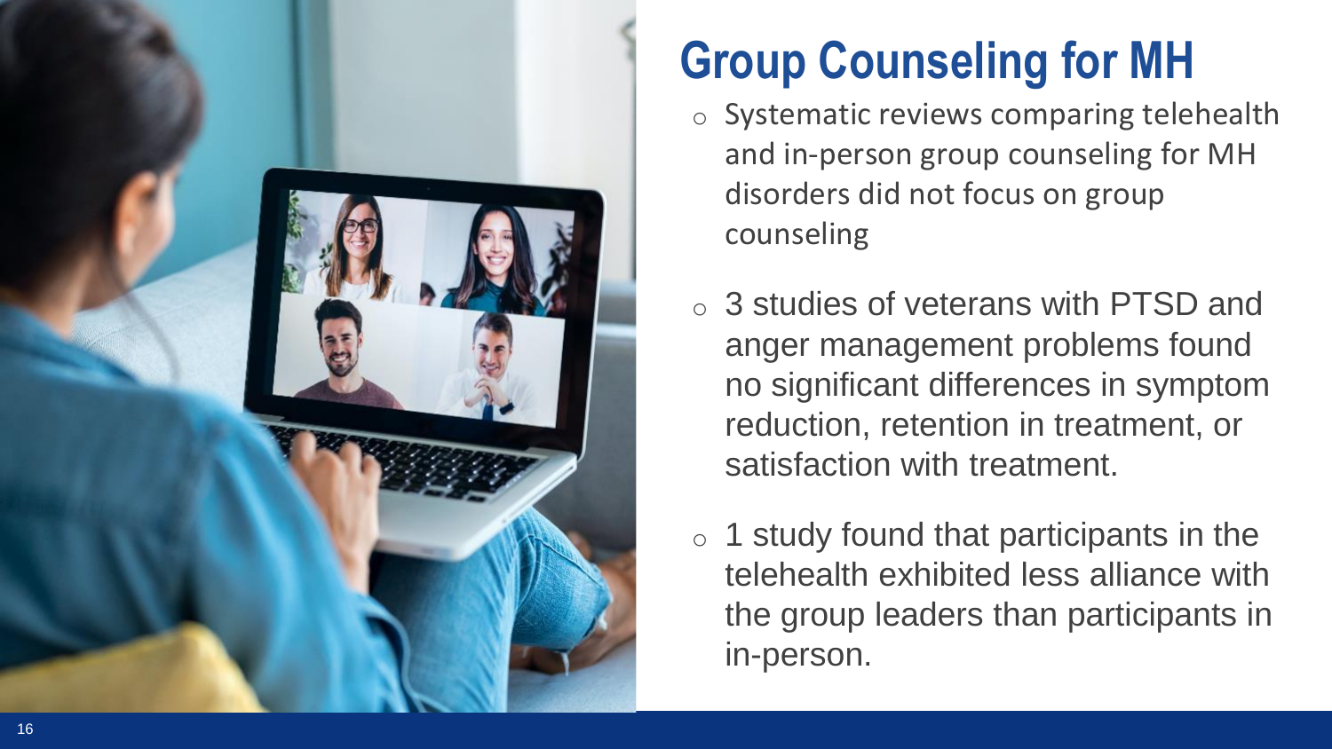# Group Counseling for MH

- Systematic reviews comparing telehealth and in-person group counseling for MH disorders did not focus on group counseling
- 3 studies of veterans with PTSD and anger management problems found no significant differences in symptom reduction, retention in treatment, or satisfaction with treatment.
- 1 study found that participants in the telehealth exhibited less alliance with the group leaders than participants in in-person.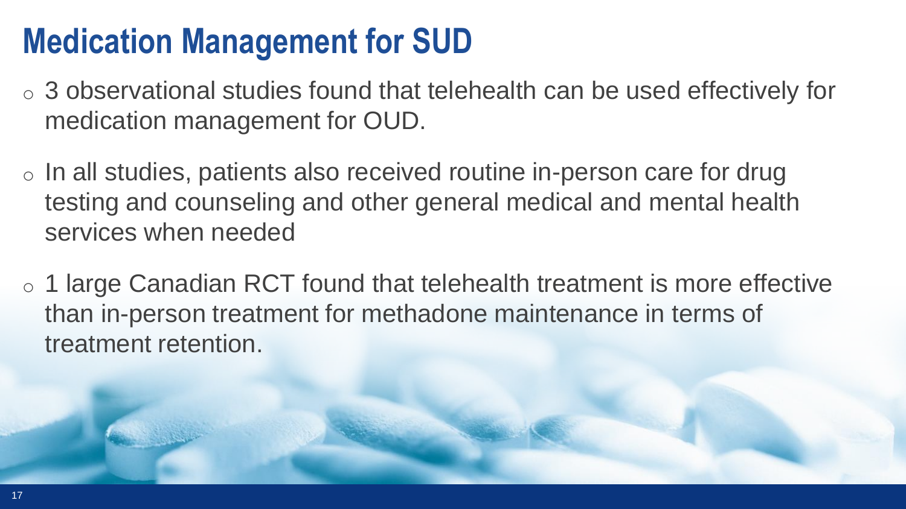# Medication Management for SUD

- 3 observational studies found that telehealth can be used effectively for medication management for OUD.
- In all studies, patients also received routine in-person care for drug testing and counseling and other general medical and mental health services when needed
- 1 large Canadian RCT found that telehealth treatment is more effective than in-person treatment for methadone maintenance in terms of treatment retention.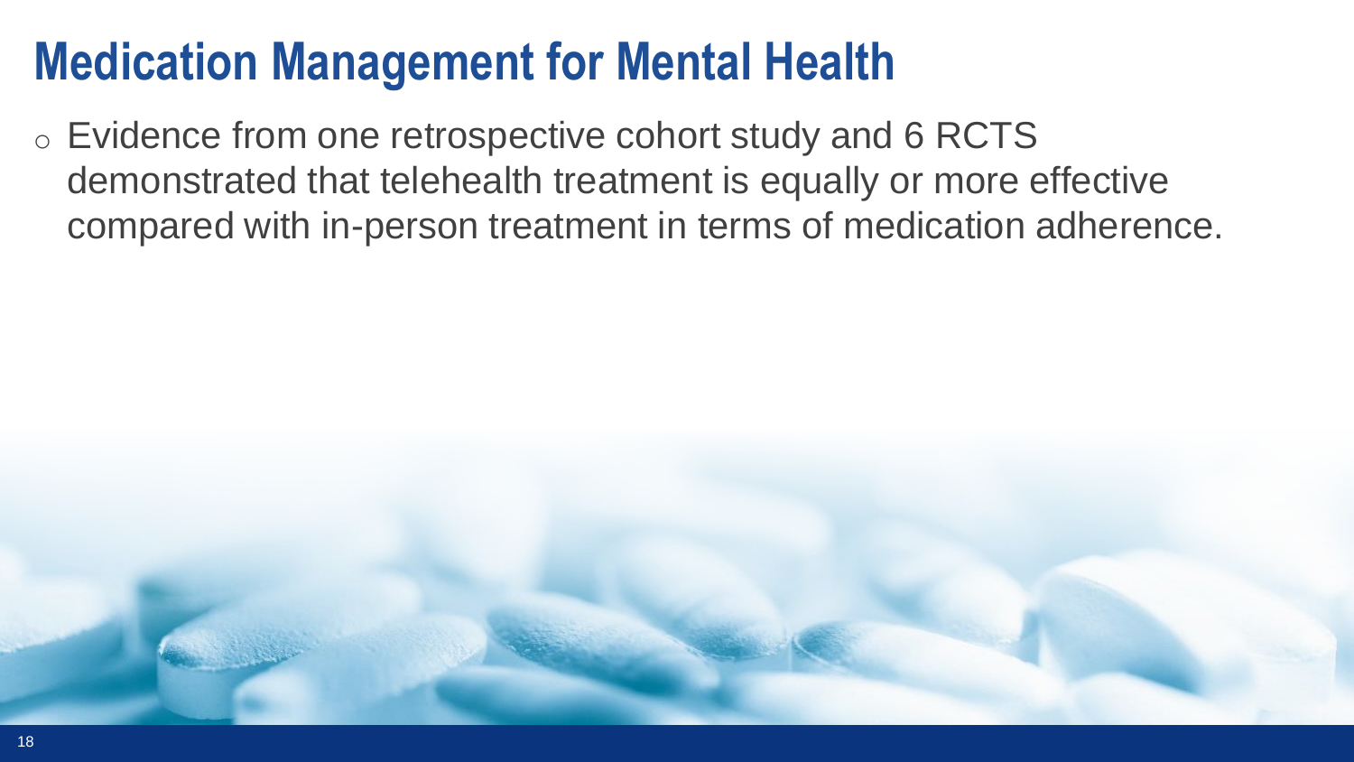# Medication Management for Mental Health

- Evidence from one retrospective cohort study and 6 RCTS demonstrated that telehealth treatment is equally or more effective compared with in-person treatment in terms of medication adherence.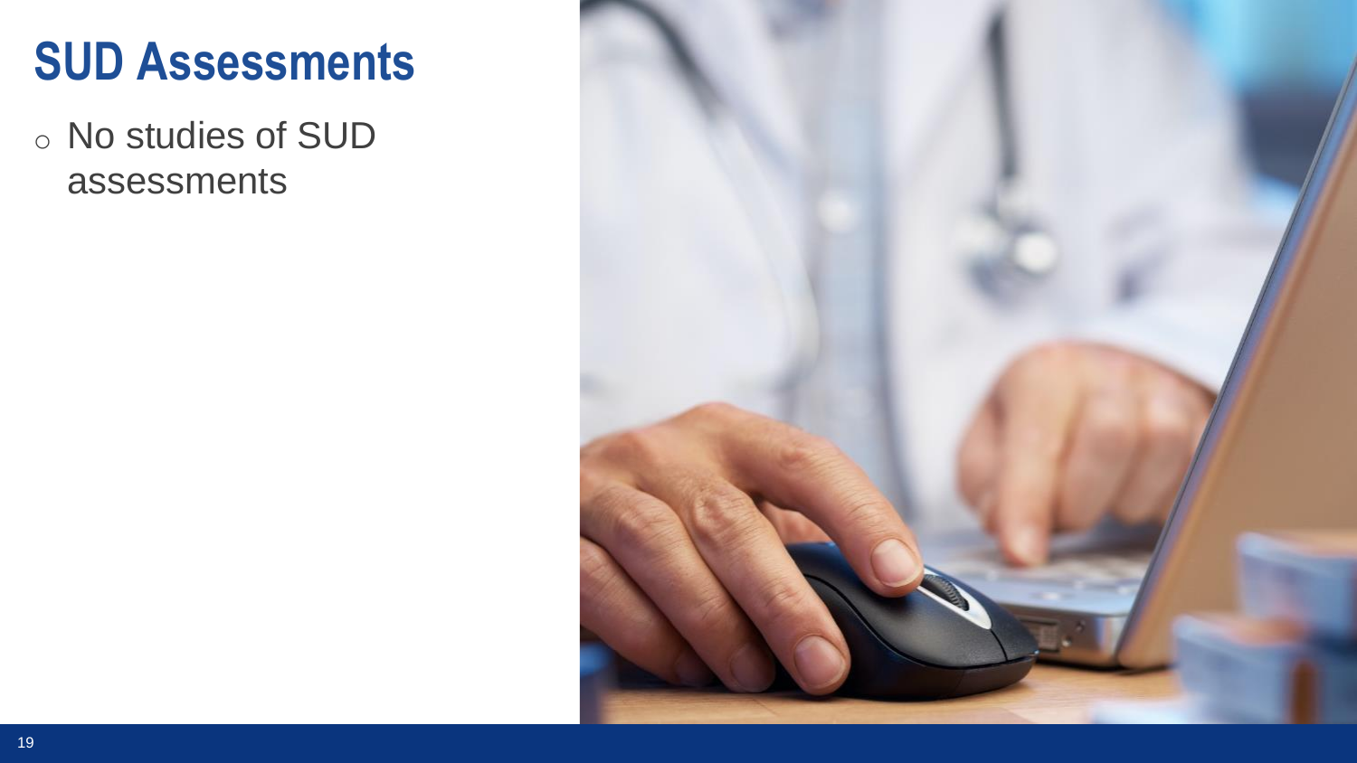# SUD Assessments

- No studies of SUD assessments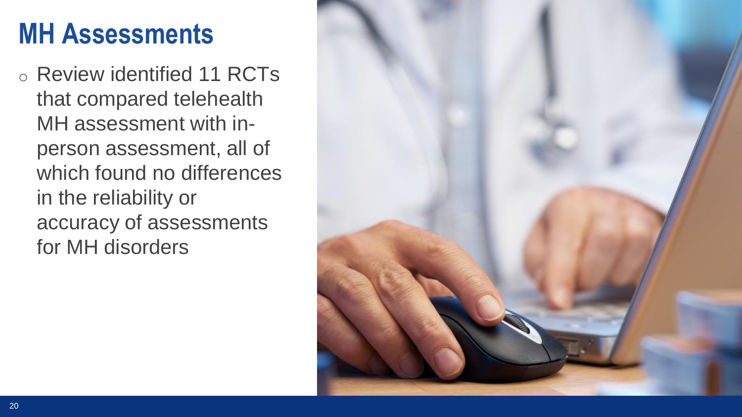# MH Assessments

- Review identified 11 RCTs that compared telehealth MH assessment with in-person assessment, all of which found no differences in the reliability or accuracy of assessments for MH disorders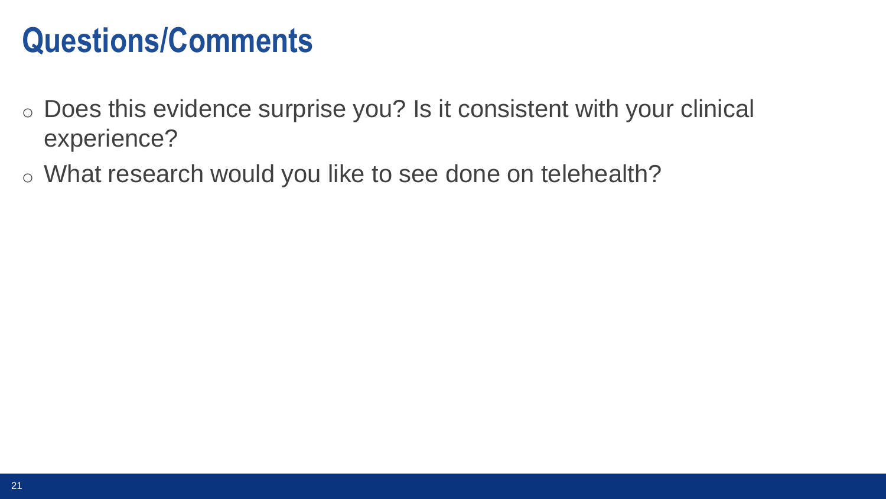# Questions/Comments

- Does this evidence surprise you? Is it consistent with your clinical experience?
- What research would you like to see done on telehealth?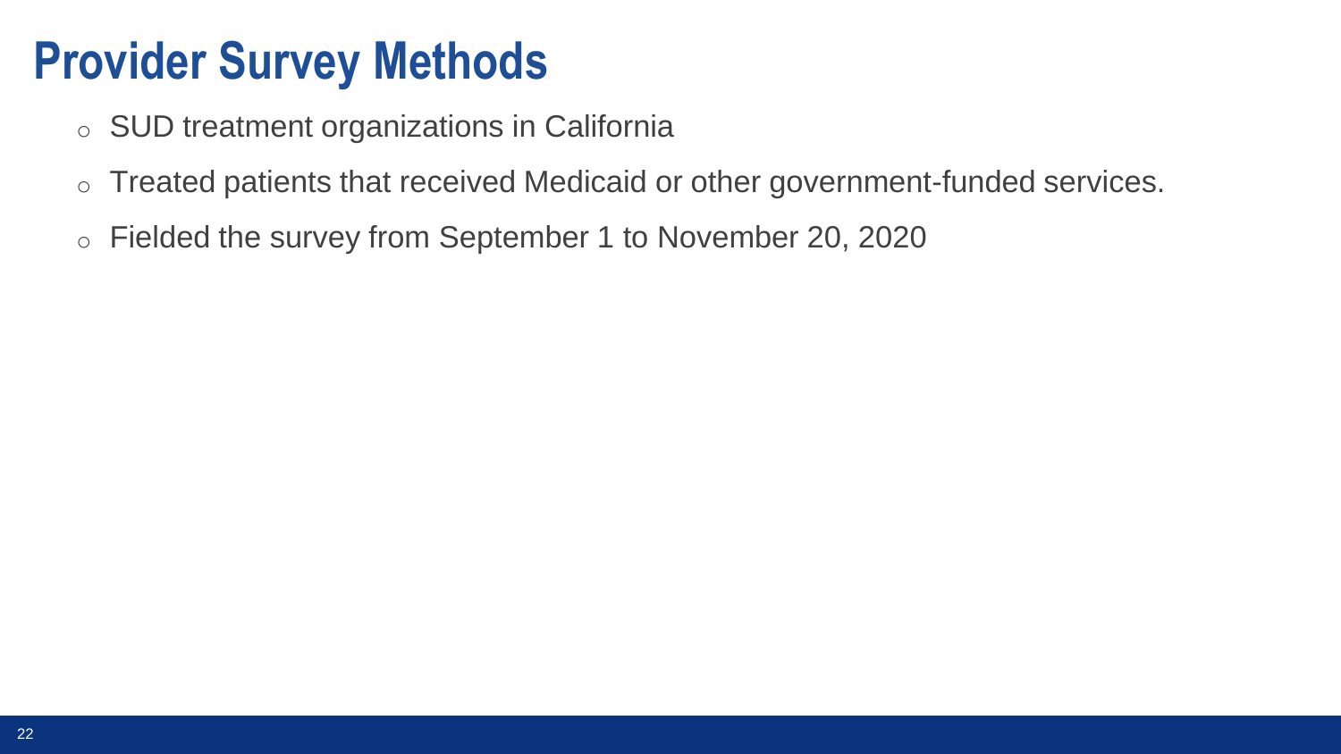# Provider Survey Methods

- SUD treatment organizations in California
- Treated patients that received Medicaid or other government-funded services.
- Fielded the survey from September 1 to November 20, 2020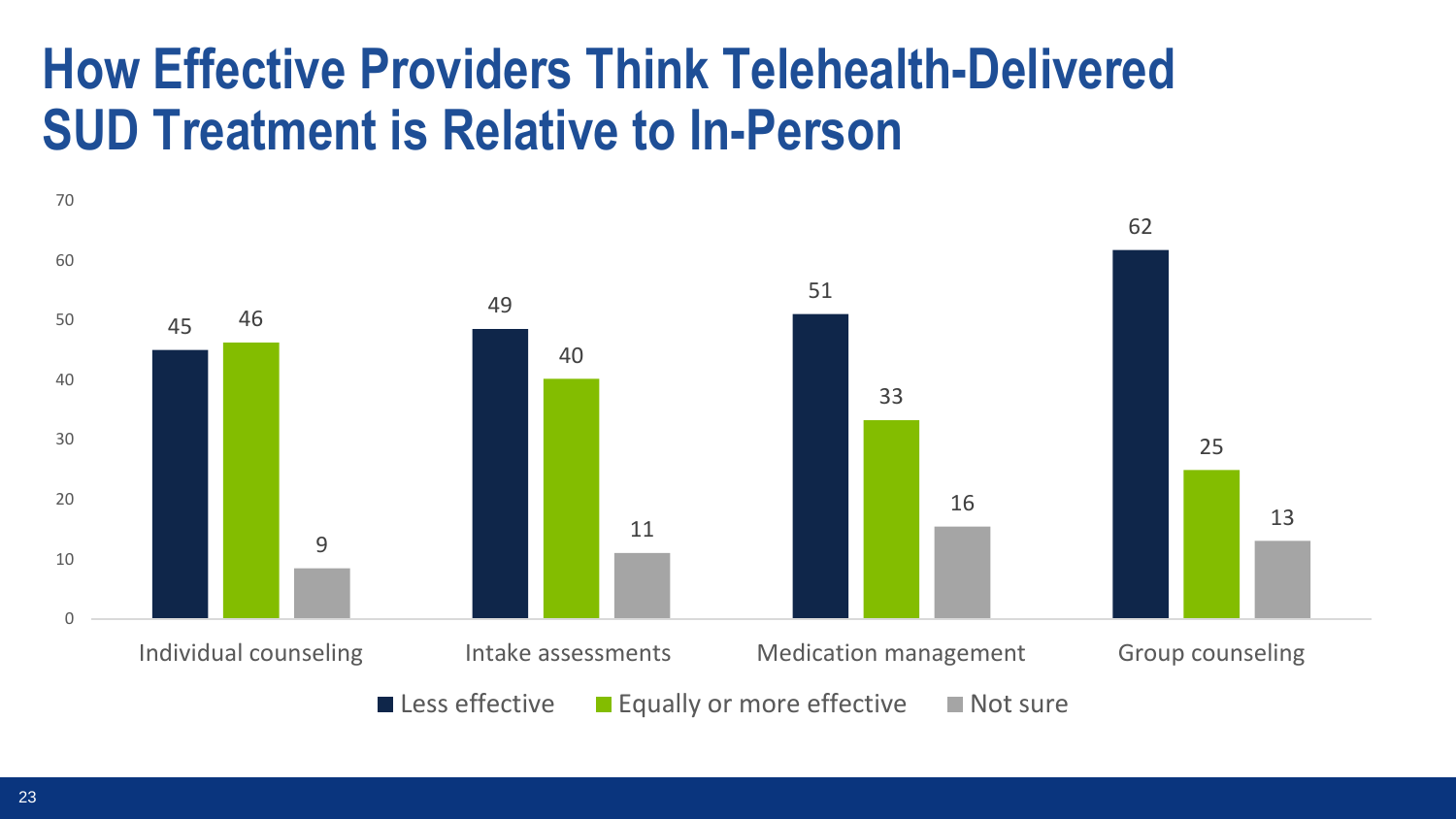# How Effective Providers Think Telehealth-Delivered SUD Treatment is Relative to In-Person

| | Less effective | Equally or more effective | Not sure |
|---|---|---|---|
| Individual counseling | 45 | 46 | 9 |
| Intake assessments | 49 | 40 | 11 |
| Medication management | 51 | 33 | 16 |
| Group counseling | 62 | 25 | 13 |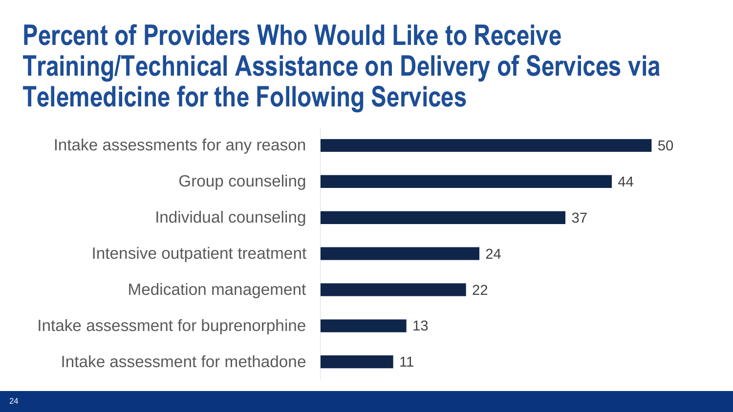# Percent of Providers Who Would Like to Receive Training/Technical Assistance on Delivery of Services via Telemedicine for the Following Services

| Service | Percent |
|---|---|
| Intake assessments for any reason | 50 |
| Group counseling | 44 |
| Individual counseling | 37 |
| Intensive outpatient treatment | 24 |
| Medication management | 22 |
| Intake assessment for buprenorphine | 13 |
| Intake assessment for methadone | 11 |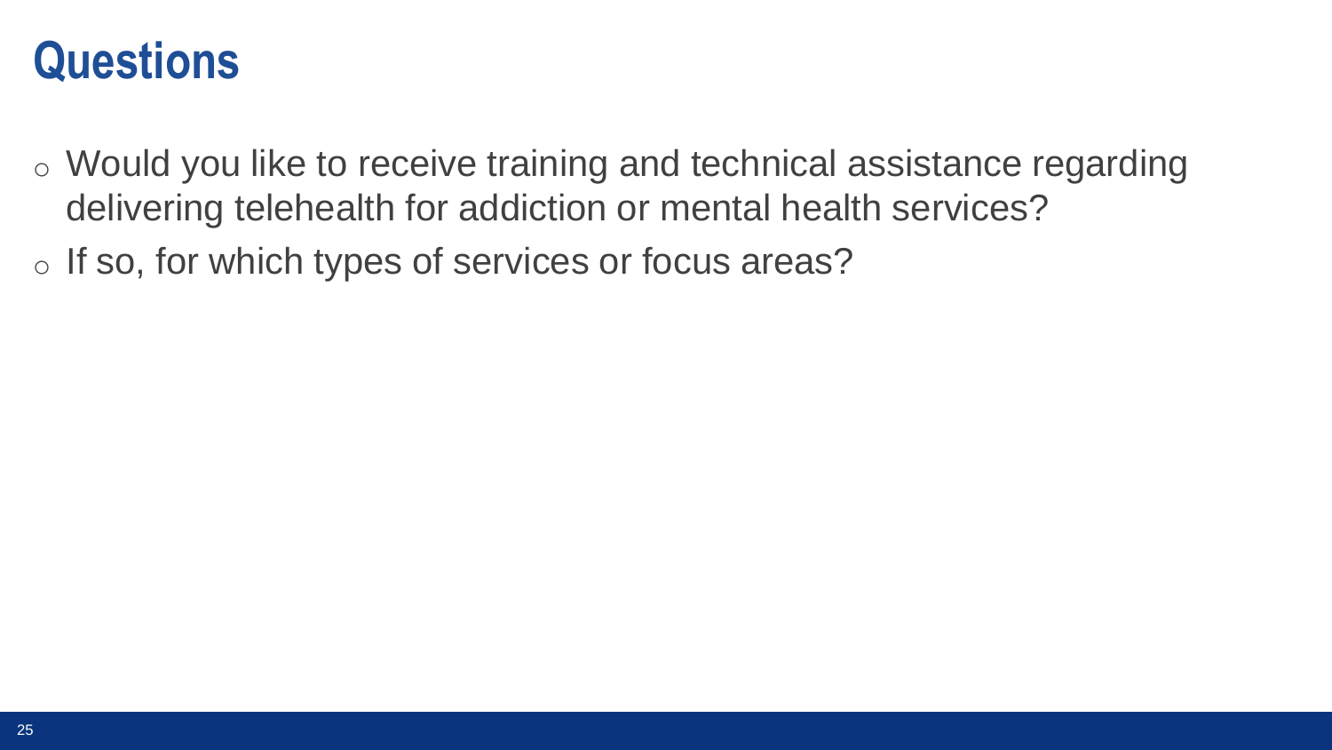# Questions

- Would you like to receive training and technical assistance regarding delivering telehealth for addiction or mental health services?
- If so, for which types of services or focus areas?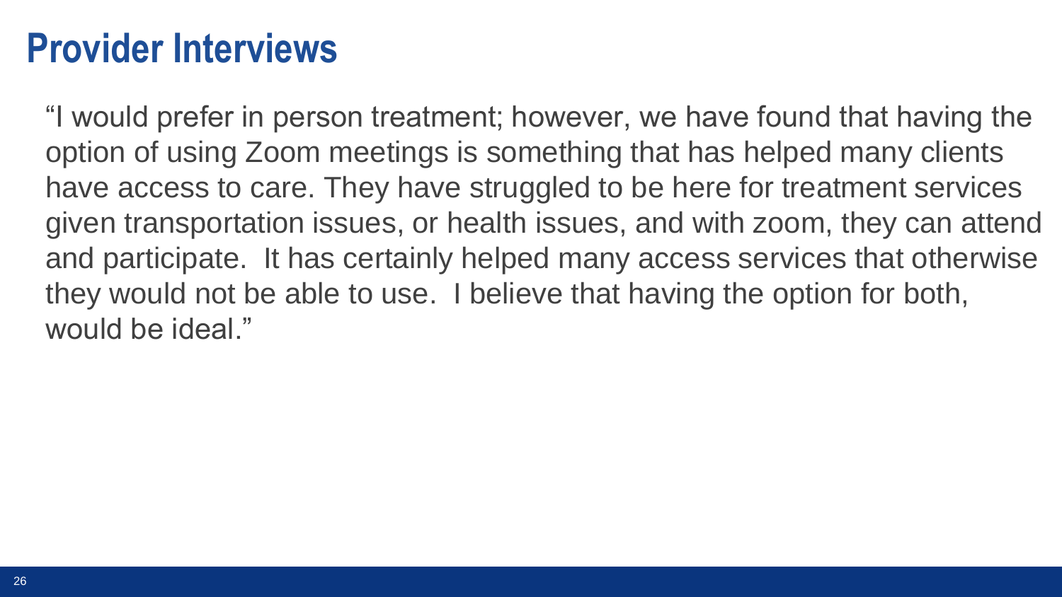# Provider Interviews

"I would prefer in person treatment; however, we have found that having the option of using Zoom meetings is something that has helped many clients have access to care. They have struggled to be here for treatment services given transportation issues, or health issues, and with zoom, they can attend and participate.  It has certainly helped many access services that otherwise they would not be able to use.  I believe that having the option for both, would be ideal."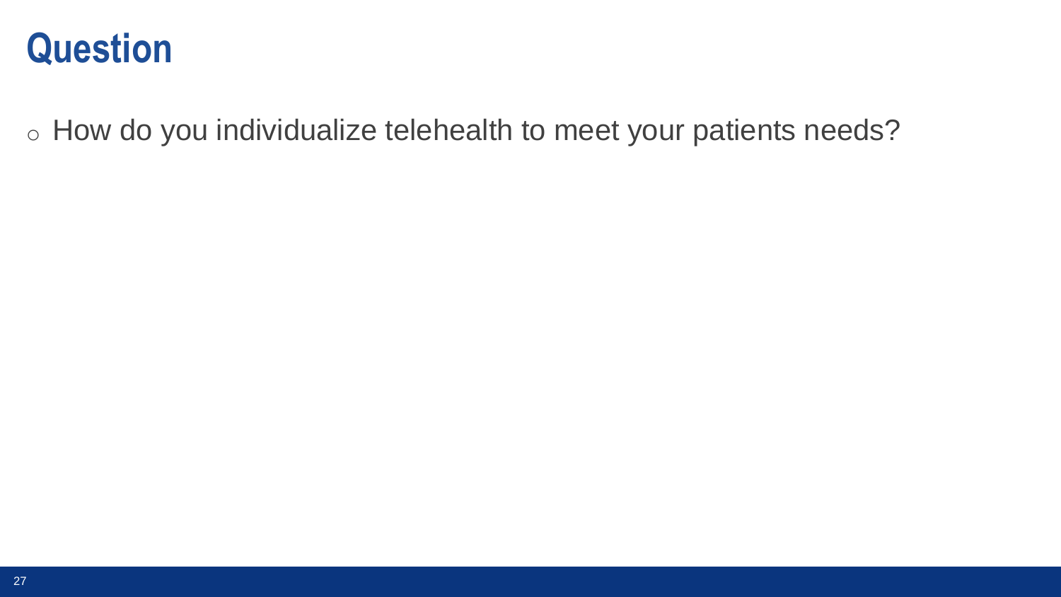# Question

- How do you individualize telehealth to meet your patients needs?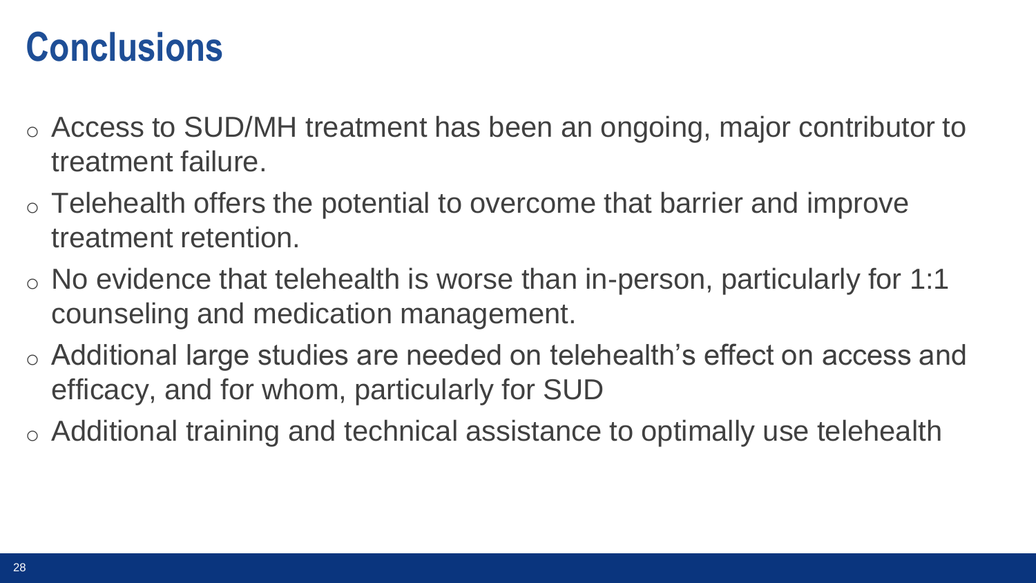# Conclusions

- Access to SUD/MH treatment has been an ongoing, major contributor to treatment failure.
- Telehealth offers the potential to overcome that barrier and improve treatment retention.
- No evidence that telehealth is worse than in-person, particularly for 1:1 counseling and medication management.
- Additional large studies are needed on telehealth's effect on access and efficacy, and for whom, particularly for SUD
- Additional training and technical assistance to optimally use telehealth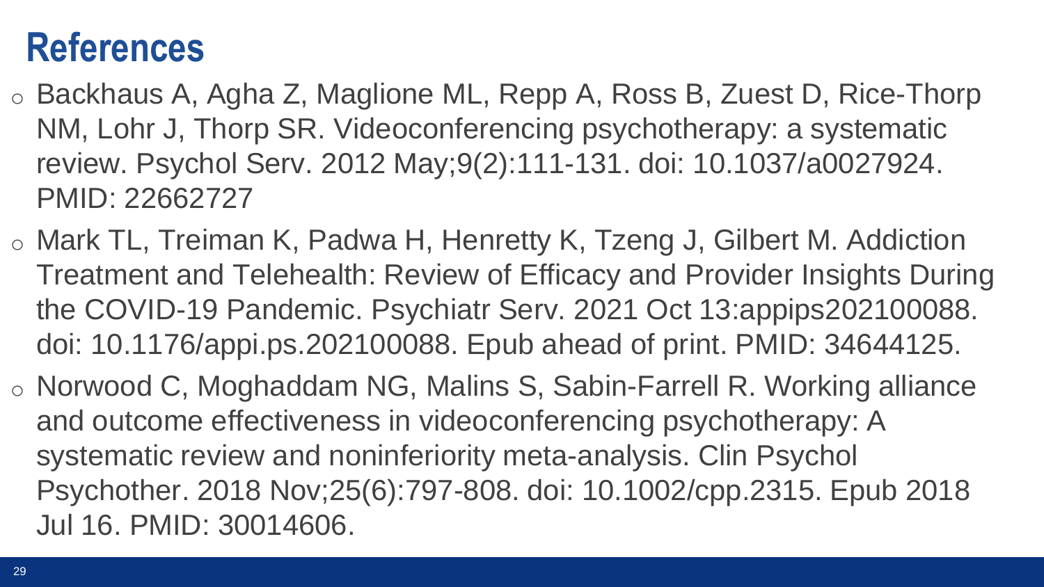# References

- Backhaus A, Agha Z, Maglione ML, Repp A, Ross B, Zuest D, Rice-Thorp NM, Lohr J, Thorp SR. Videoconferencing psychotherapy: a systematic review. Psychol Serv. 2012 May;9(2):111-131. doi: 10.1037/a0027924. PMID: 22662727
- Mark TL, Treiman K, Padwa H, Henretty K, Tzeng J, Gilbert M. Addiction Treatment and Telehealth: Review of Efficacy and Provider Insights During the COVID-19 Pandemic. Psychiatr Serv. 2021 Oct 13:appips202100088. doi: 10.1176/appi.ps.202100088. Epub ahead of print. PMID: 34644125.
- Norwood C, Moghaddam NG, Malins S, Sabin-Farrell R. Working alliance and outcome effectiveness in videoconferencing psychotherapy: A systematic review and noninferiority meta-analysis. Clin Psychol Psychother. 2018 Nov;25(6):797-808. doi: 10.1002/cpp.2315. Epub 2018 Jul 16. PMID: 30014606.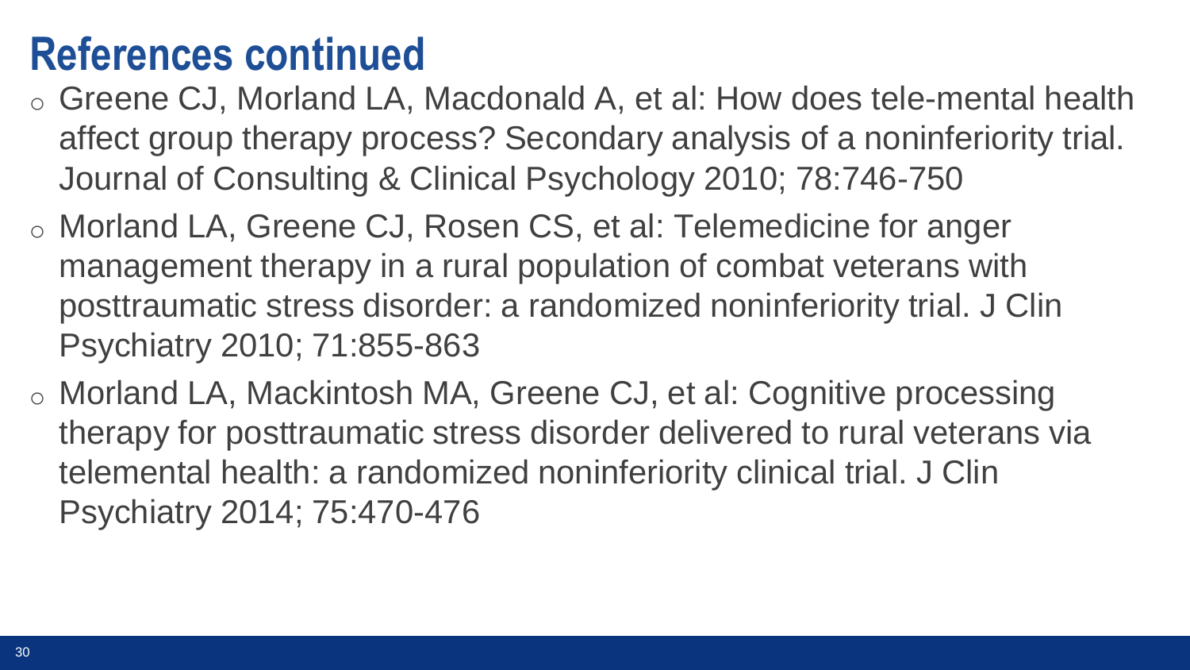# References continued

- Greene CJ, Morland LA, Macdonald A, et al: How does tele-mental health affect group therapy process? Secondary analysis of a noninferiority trial. Journal of Consulting & Clinical Psychology 2010; 78:746-750
- Morland LA, Greene CJ, Rosen CS, et al: Telemedicine for anger management therapy in a rural population of combat veterans with posttraumatic stress disorder: a randomized noninferiority trial. J Clin Psychiatry 2010; 71:855-863
- Morland LA, Mackintosh MA, Greene CJ, et al: Cognitive processing therapy for posttraumatic stress disorder delivered to rural veterans via telemental health: a randomized noninferiority clinical trial. J Clin Psychiatry 2014; 75:470-476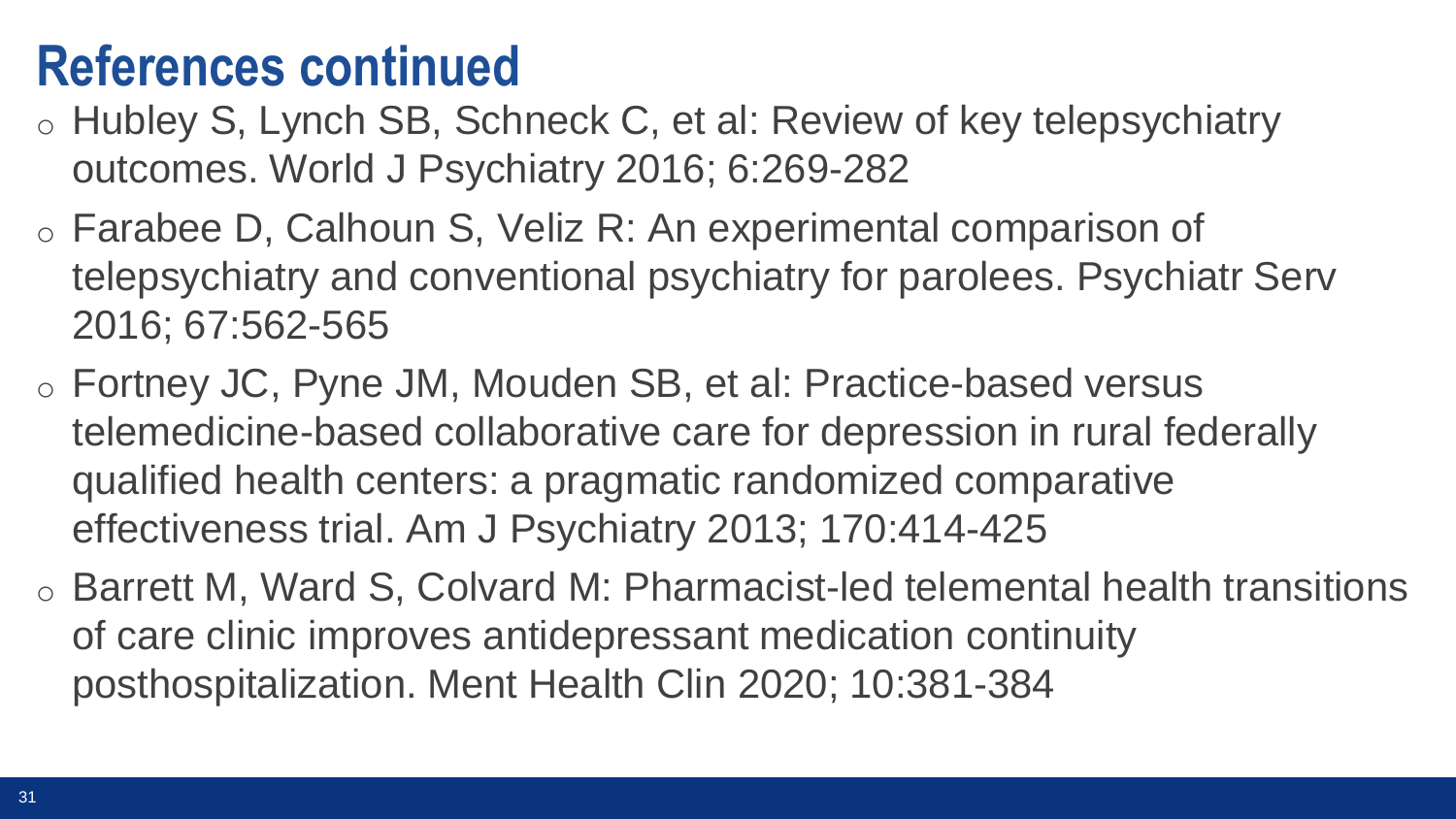# References continued

- Hubley S, Lynch SB, Schneck C, et al: Review of key telepsychiatry outcomes. World J Psychiatry 2016; 6:269-282
- Farabee D, Calhoun S, Veliz R: An experimental comparison of telepsychiatry and conventional psychiatry for parolees. Psychiatr Serv 2016; 67:562-565
- Fortney JC, Pyne JM, Mouden SB, et al: Practice-based versus telemedicine-based collaborative care for depression in rural federally qualified health centers: a pragmatic randomized comparative effectiveness trial. Am J Psychiatry 2013; 170:414-425
- Barrett M, Ward S, Colvard M: Pharmacist-led telemental health transitions of care clinic improves antidepressant medication continuity posthospitalization. Ment Health Clin 2020; 10:381-384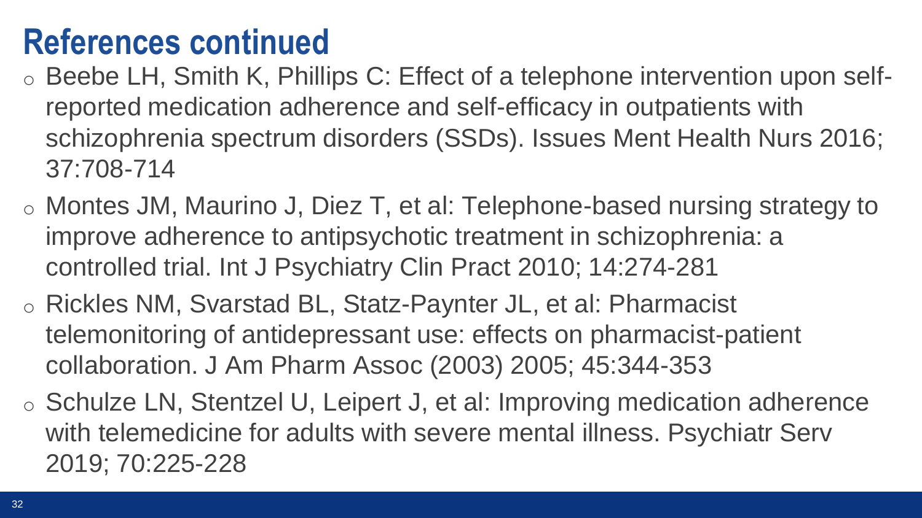# References continued

- Beebe LH, Smith K, Phillips C: Effect of a telephone intervention upon self-reported medication adherence and self-efficacy in outpatients with schizophrenia spectrum disorders (SSDs). Issues Ment Health Nurs 2016; 37:708-714
- Montes JM, Maurino J, Diez T, et al: Telephone-based nursing strategy to improve adherence to antipsychotic treatment in schizophrenia: a controlled trial. Int J Psychiatry Clin Pract 2010; 14:274-281
- Rickles NM, Svarstad BL, Statz-Paynter JL, et al: Pharmacist telemonitoring of antidepressant use: effects on pharmacist-patient collaboration. J Am Pharm Assoc (2003) 2005; 45:344-353
- Schulze LN, Stentzel U, Leipert J, et al: Improving medication adherence with telemedicine for adults with severe mental illness. Psychiatr Serv 2019; 70:225-228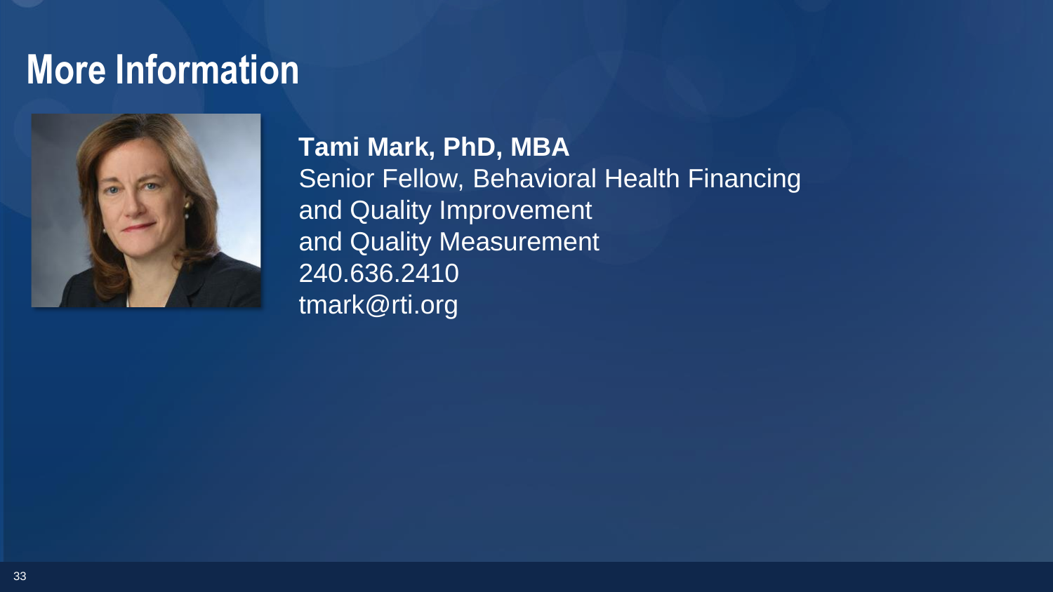# More Information

**Tami Mark, PhD, MBA**
Senior Fellow, Behavioral Health Financing and Quality Improvement and Quality Measurement
240.636.2410
tmark@rti.org